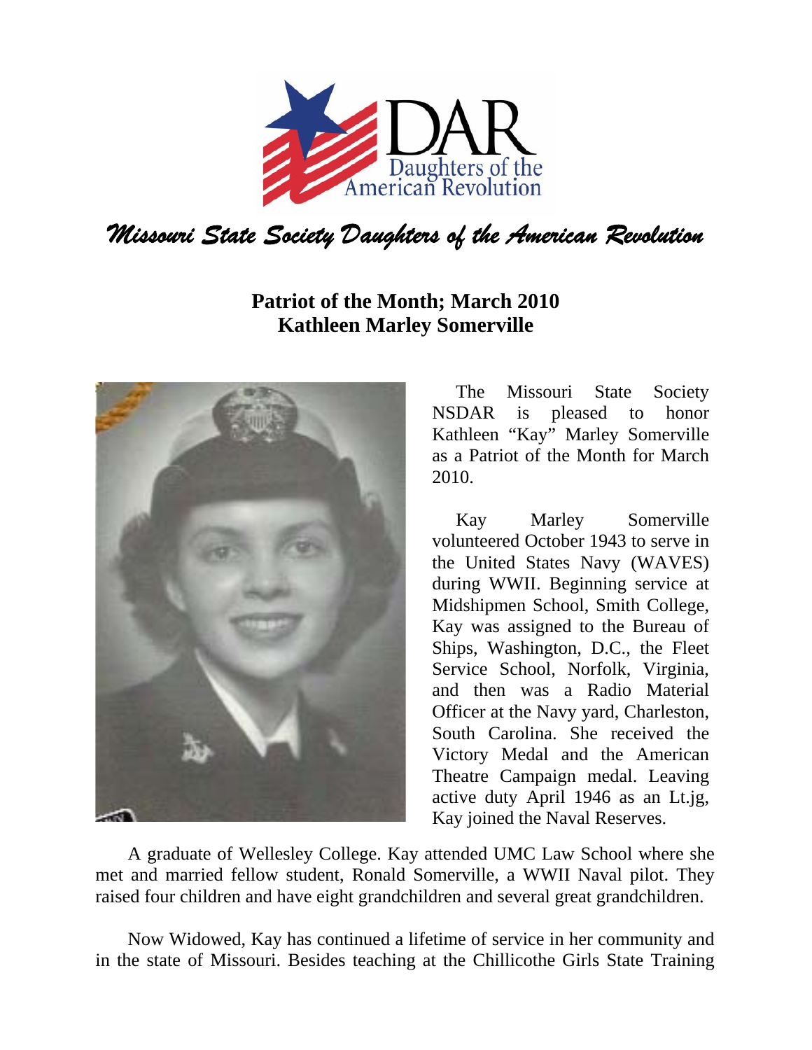Daughters of the American Revolution

*Missouri State Society Daughters of the American Revolution*

**Patriot of the Month; March 2010**
**Kathleen Marley Somerville**

The Missouri State Society NSDAR is pleased to honor Kathleen "Kay" Marley Somerville as a Patriot of the Month for March 2010.

Kay Marley Somerville volunteered October 1943 to serve in the United States Navy (WAVES) during WWII. Beginning service at Midshipmen School, Smith College, Kay was assigned to the Bureau of Ships, Washington, D.C., the Fleet Service School, Norfolk, Virginia, and then was a Radio Material Officer at the Navy yard, Charleston, South Carolina. She received the Victory Medal and the American Theatre Campaign medal. Leaving active duty April 1946 as an Lt.jg, Kay joined the Naval Reserves.

A graduate of Wellesley College. Kay attended UMC Law School where she met and married fellow student, Ronald Somerville, a WWII Naval pilot. They raised four children and have eight grandchildren and several great grandchildren.

Now Widowed, Kay has continued a lifetime of service in her community and in the state of Missouri. Besides teaching at the Chillicothe Girls State Training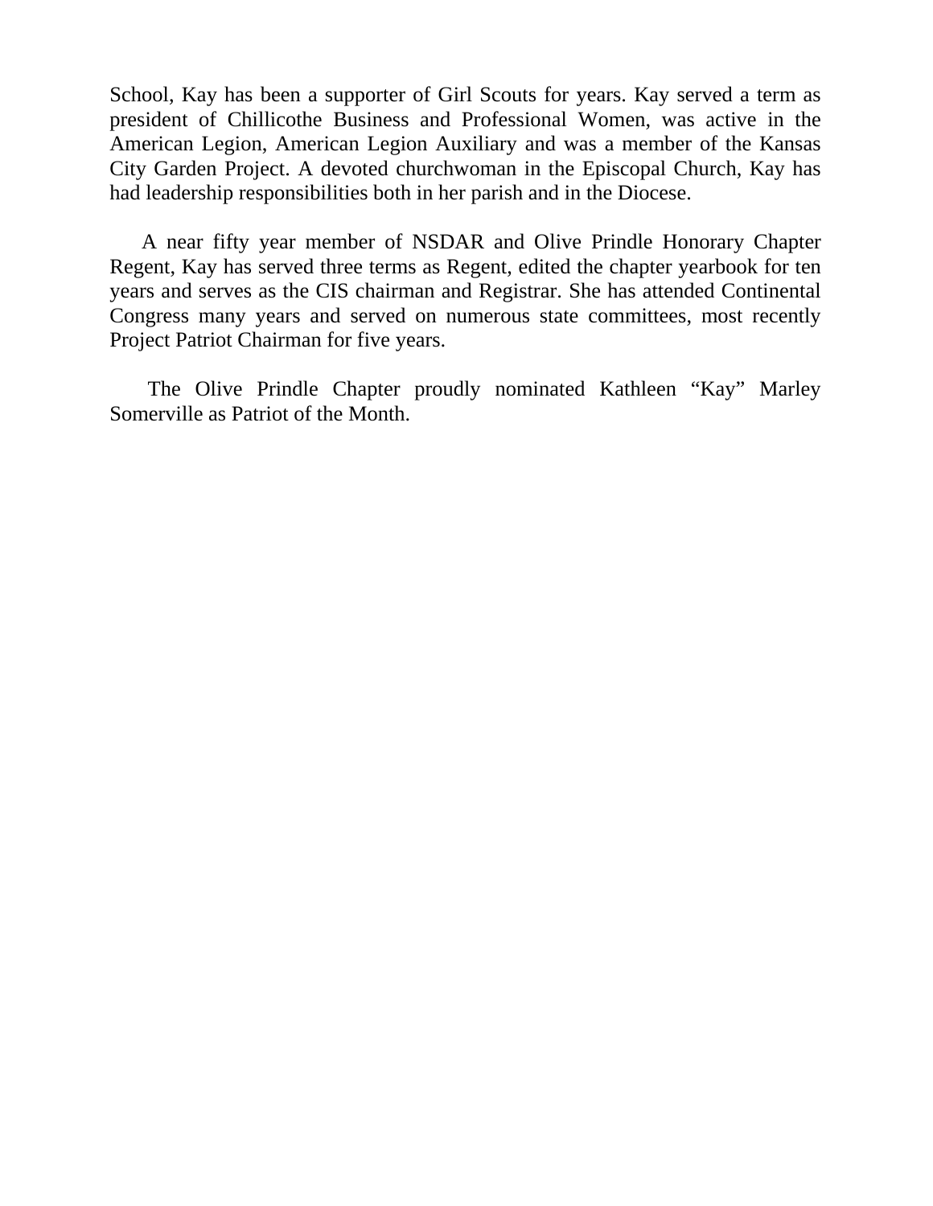School, Kay has been a supporter of Girl Scouts for years. Kay served a term as president of Chillicothe Business and Professional Women, was active in the American Legion, American Legion Auxiliary and was a member of the Kansas City Garden Project. A devoted churchwoman in the Episcopal Church, Kay has had leadership responsibilities both in her parish and in the Diocese.

A near fifty year member of NSDAR and Olive Prindle Honorary Chapter Regent, Kay has served three terms as Regent, edited the chapter yearbook for ten years and serves as the CIS chairman and Registrar. She has attended Continental Congress many years and served on numerous state committees, most recently Project Patriot Chairman for five years.

The Olive Prindle Chapter proudly nominated Kathleen “Kay” Marley Somerville as Patriot of the Month.